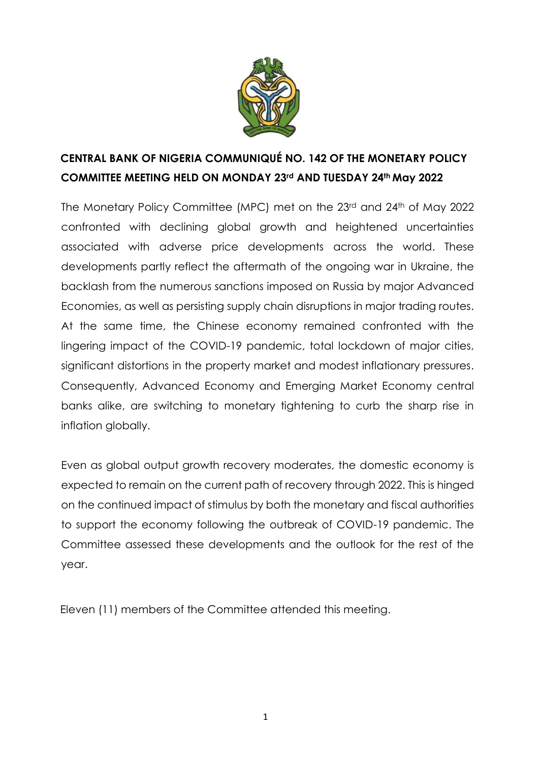**CENTRAL BANK OF NIGERIA COMMUNIQUÉ NO. 142 OF THE MONETARY POLICY COMMITTEE MEETING HELD ON MONDAY 23rd AND TUESDAY 24th May 2022**

The Monetary Policy Committee (MPC) met on the 23rd and 24th of May 2022 confronted with declining global growth and heightened uncertainties associated with adverse price developments across the world. These developments partly reflect the aftermath of the ongoing war in Ukraine, the backlash from the numerous sanctions imposed on Russia by major Advanced Economies, as well as persisting supply chain disruptions in major trading routes. At the same time, the Chinese economy remained confronted with the lingering impact of the COVID-19 pandemic, total lockdown of major cities, significant distortions in the property market and modest inflationary pressures. Consequently, Advanced Economy and Emerging Market Economy central banks alike, are switching to monetary tightening to curb the sharp rise in inflation globally.

Even as global output growth recovery moderates, the domestic economy is expected to remain on the current path of recovery through 2022. This is hinged on the continued impact of stimulus by both the monetary and fiscal authorities to support the economy following the outbreak of COVID-19 pandemic. The Committee assessed these developments and the outlook for the rest of the year.

Eleven (11) members of the Committee attended this meeting.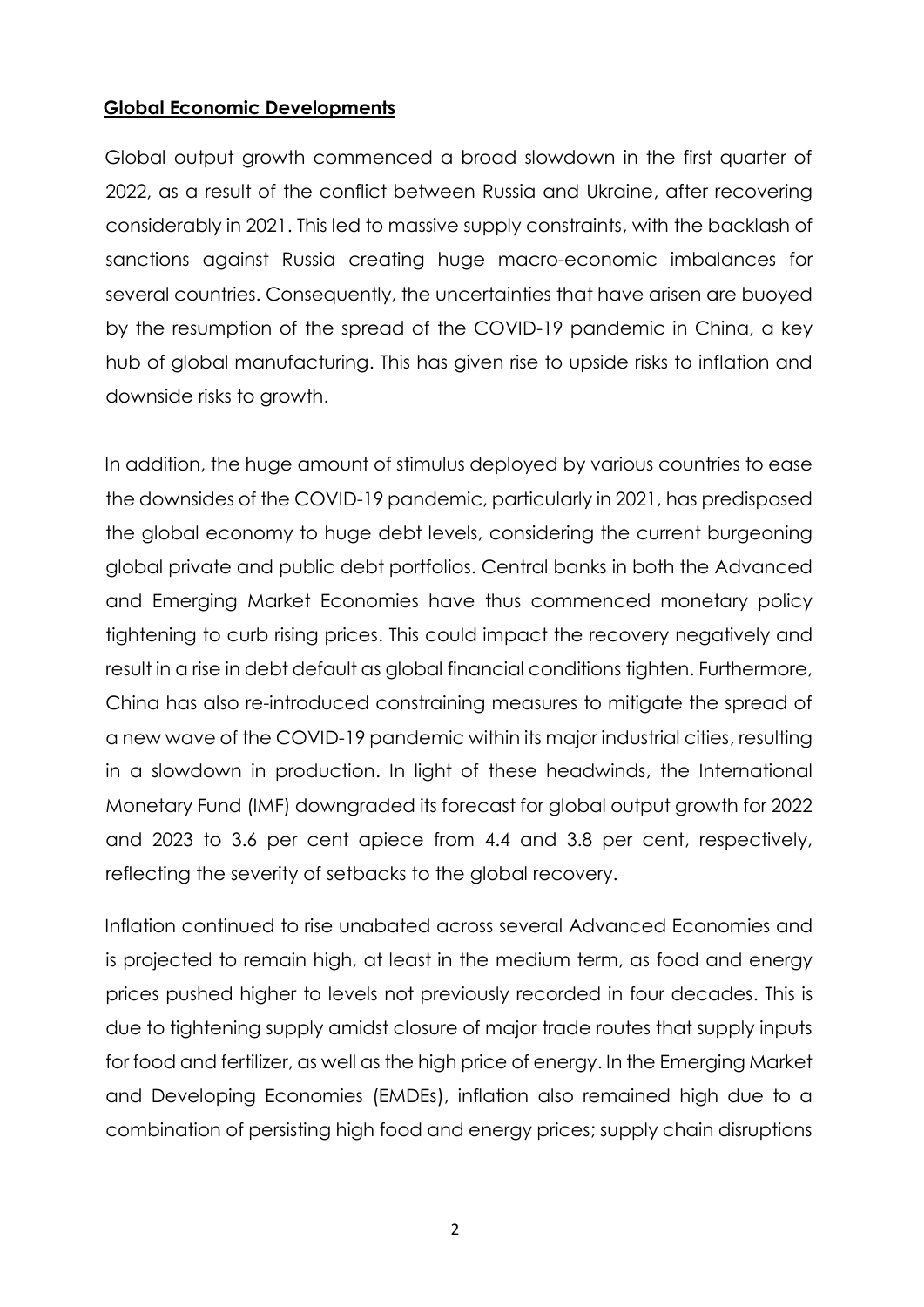## **Global Economic Developments**

Global output growth commenced a broad slowdown in the first quarter of 2022, as a result of the conflict between Russia and Ukraine, after recovering considerably in 2021. This led to massive supply constraints, with the backlash of sanctions against Russia creating huge macro-economic imbalances for several countries. Consequently, the uncertainties that have arisen are buoyed by the resumption of the spread of the COVID-19 pandemic in China, a key hub of global manufacturing. This has given rise to upside risks to inflation and downside risks to growth.

In addition, the huge amount of stimulus deployed by various countries to ease the downsides of the COVID-19 pandemic, particularly in 2021, has predisposed the global economy to huge debt levels, considering the current burgeoning global private and public debt portfolios. Central banks in both the Advanced and Emerging Market Economies have thus commenced monetary policy tightening to curb rising prices. This could impact the recovery negatively and result in a rise in debt default as global financial conditions tighten. Furthermore, China has also re-introduced constraining measures to mitigate the spread of a new wave of the COVID-19 pandemic within its major industrial cities, resulting in a slowdown in production. In light of these headwinds, the International Monetary Fund (IMF) downgraded its forecast for global output growth for 2022 and 2023 to 3.6 per cent apiece from 4.4 and 3.8 per cent, respectively, reflecting the severity of setbacks to the global recovery.

Inflation continued to rise unabated across several Advanced Economies and is projected to remain high, at least in the medium term, as food and energy prices pushed higher to levels not previously recorded in four decades. This is due to tightening supply amidst closure of major trade routes that supply inputs for food and fertilizer, as well as the high price of energy. In the Emerging Market and Developing Economies (EMDEs), inflation also remained high due to a combination of persisting high food and energy prices; supply chain disruptions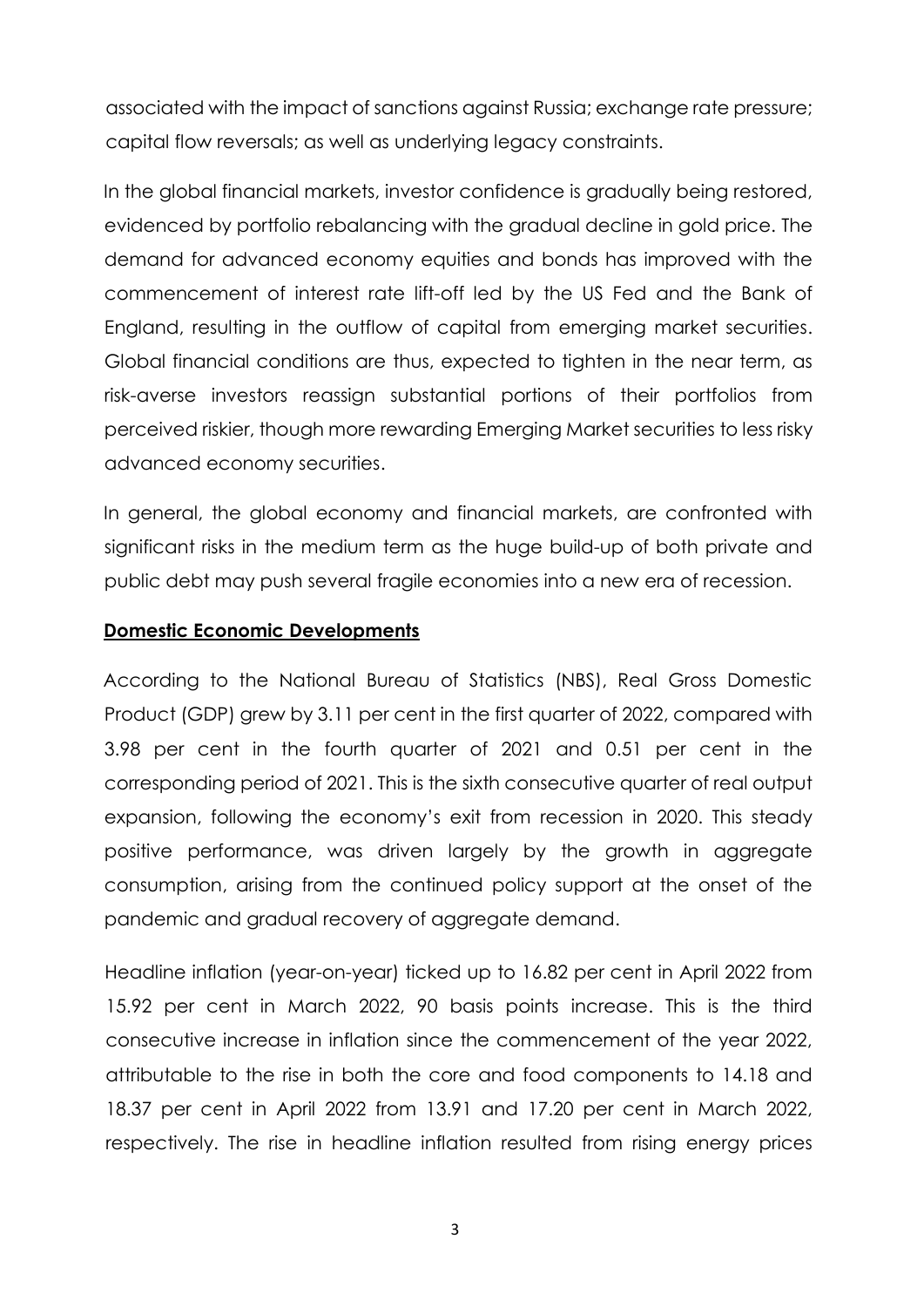associated with the impact of sanctions against Russia; exchange rate pressure; capital flow reversals; as well as underlying legacy constraints.

In the global financial markets, investor confidence is gradually being restored, evidenced by portfolio rebalancing with the gradual decline in gold price. The demand for advanced economy equities and bonds has improved with the commencement of interest rate lift-off led by the US Fed and the Bank of England, resulting in the outflow of capital from emerging market securities. Global financial conditions are thus, expected to tighten in the near term, as risk-averse investors reassign substantial portions of their portfolios from perceived riskier, though more rewarding Emerging Market securities to less risky advanced economy securities.

In general, the global economy and financial markets, are confronted with significant risks in the medium term as the huge build-up of both private and public debt may push several fragile economies into a new era of recession.

**Domestic Economic Developments**

According to the National Bureau of Statistics (NBS), Real Gross Domestic Product (GDP) grew by 3.11 per cent in the first quarter of 2022, compared with 3.98 per cent in the fourth quarter of 2021 and 0.51 per cent in the corresponding period of 2021. This is the sixth consecutive quarter of real output expansion, following the economy's exit from recession in 2020. This steady positive performance, was driven largely by the growth in aggregate consumption, arising from the continued policy support at the onset of the pandemic and gradual recovery of aggregate demand.

Headline inflation (year-on-year) ticked up to 16.82 per cent in April 2022 from 15.92 per cent in March 2022, 90 basis points increase. This is the third consecutive increase in inflation since the commencement of the year 2022, attributable to the rise in both the core and food components to 14.18 and 18.37 per cent in April 2022 from 13.91 and 17.20 per cent in March 2022, respectively. The rise in headline inflation resulted from rising energy prices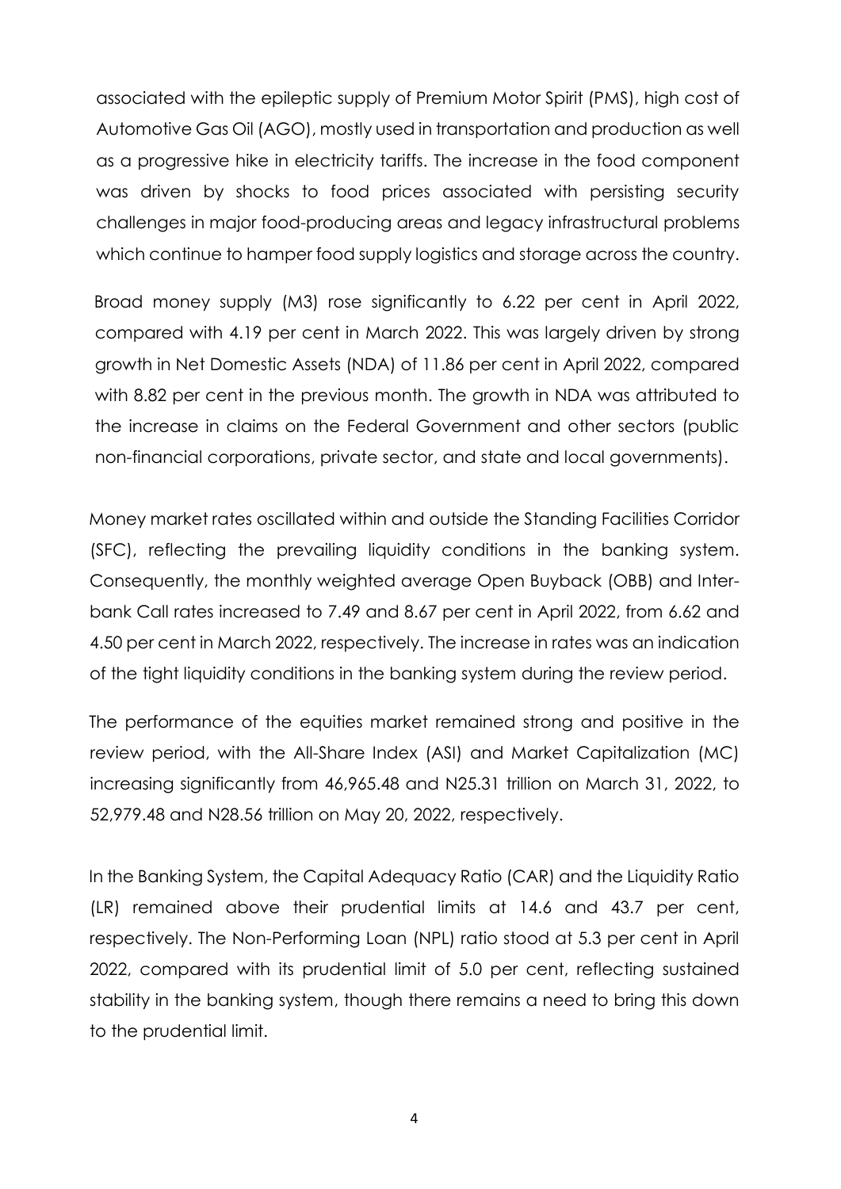associated with the epileptic supply of Premium Motor Spirit (PMS), high cost of Automotive Gas Oil (AGO), mostly used in transportation and production as well as a progressive hike in electricity tariffs. The increase in the food component was driven by shocks to food prices associated with persisting security challenges in major food-producing areas and legacy infrastructural problems which continue to hamper food supply logistics and storage across the country.

Broad money supply (M3) rose significantly to 6.22 per cent in April 2022, compared with 4.19 per cent in March 2022. This was largely driven by strong growth in Net Domestic Assets (NDA) of 11.86 per cent in April 2022, compared with 8.82 per cent in the previous month. The growth in NDA was attributed to the increase in claims on the Federal Government and other sectors (public non-financial corporations, private sector, and state and local governments).

Money market rates oscillated within and outside the Standing Facilities Corridor (SFC), reflecting the prevailing liquidity conditions in the banking system. Consequently, the monthly weighted average Open Buyback (OBB) and Inter-bank Call rates increased to 7.49 and 8.67 per cent in April 2022, from 6.62 and 4.50 per cent in March 2022, respectively. The increase in rates was an indication of the tight liquidity conditions in the banking system during the review period.

The performance of the equities market remained strong and positive in the review period, with the All-Share Index (ASI) and Market Capitalization (MC) increasing significantly from 46,965.48 and N25.31 trillion on March 31, 2022, to 52,979.48 and N28.56 trillion on May 20, 2022, respectively.

In the Banking System, the Capital Adequacy Ratio (CAR) and the Liquidity Ratio (LR) remained above their prudential limits at 14.6 and 43.7 per cent, respectively. The Non-Performing Loan (NPL) ratio stood at 5.3 per cent in April 2022, compared with its prudential limit of 5.0 per cent, reflecting sustained stability in the banking system, though there remains a need to bring this down to the prudential limit.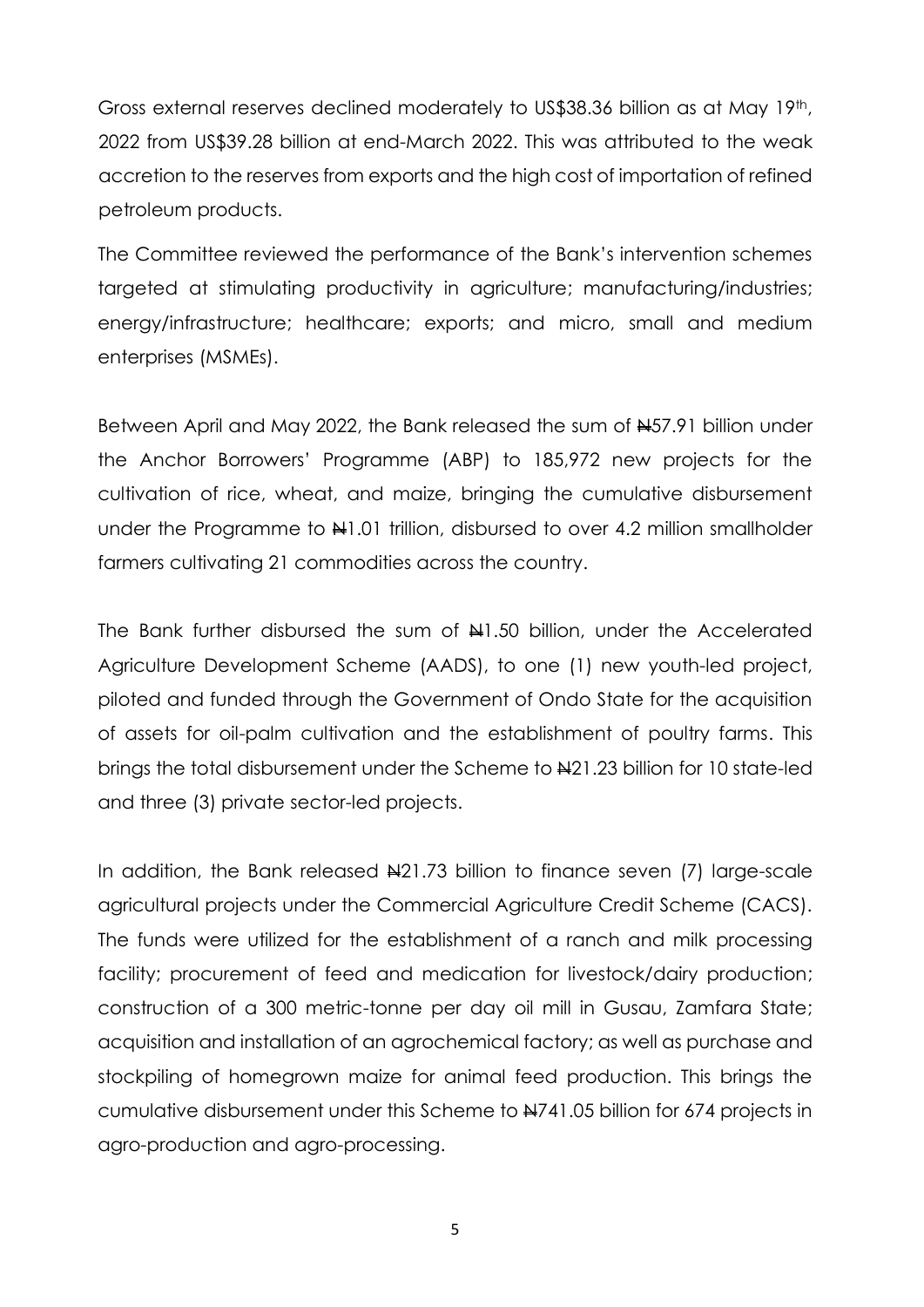Gross external reserves declined moderately to US$38.36 billion as at May 19th, 2022 from US$39.28 billion at end-March 2022. This was attributed to the weak accretion to the reserves from exports and the high cost of importation of refined petroleum products.

The Committee reviewed the performance of the Bank's intervention schemes targeted at stimulating productivity in agriculture; manufacturing/industries; energy/infrastructure; healthcare; exports; and micro, small and medium enterprises (MSMEs).

Between April and May 2022, the Bank released the sum of ₦57.91 billion under the Anchor Borrowers' Programme (ABP) to 185,972 new projects for the cultivation of rice, wheat, and maize, bringing the cumulative disbursement under the Programme to ₦1.01 trillion, disbursed to over 4.2 million smallholder farmers cultivating 21 commodities across the country.

The Bank further disbursed the sum of ₦1.50 billion, under the Accelerated Agriculture Development Scheme (AADS), to one (1) new youth-led project, piloted and funded through the Government of Ondo State for the acquisition of assets for oil-palm cultivation and the establishment of poultry farms. This brings the total disbursement under the Scheme to ₦21.23 billion for 10 state-led and three (3) private sector-led projects.

In addition, the Bank released ₦21.73 billion to finance seven (7) large-scale agricultural projects under the Commercial Agriculture Credit Scheme (CACS). The funds were utilized for the establishment of a ranch and milk processing facility; procurement of feed and medication for livestock/dairy production; construction of a 300 metric-tonne per day oil mill in Gusau, Zamfara State; acquisition and installation of an agrochemical factory; as well as purchase and stockpiling of homegrown maize for animal feed production. This brings the cumulative disbursement under this Scheme to ₦741.05 billion for 674 projects in agro-production and agro-processing.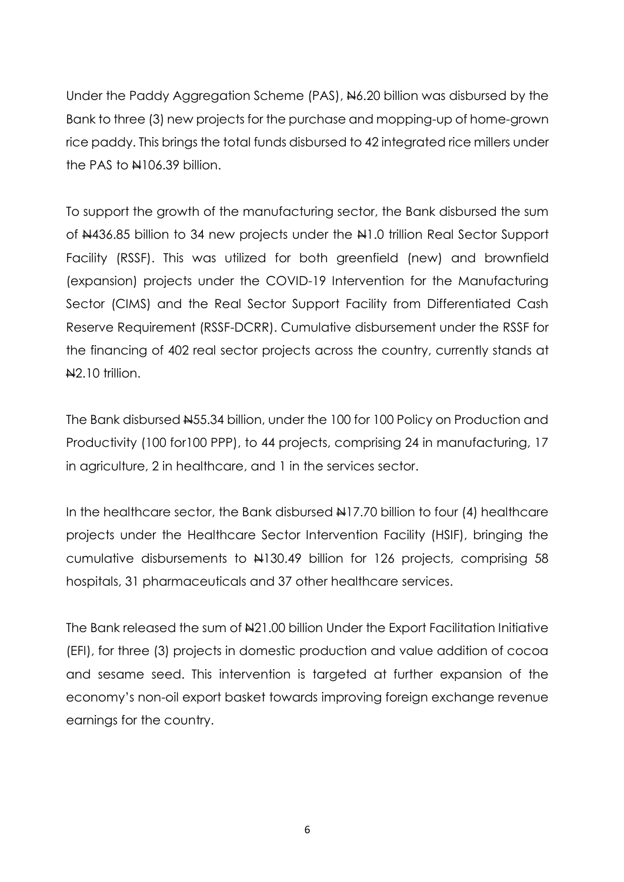Under the Paddy Aggregation Scheme (PAS), ₦6.20 billion was disbursed by the Bank to three (3) new projects for the purchase and mopping-up of home-grown rice paddy. This brings the total funds disbursed to 42 integrated rice millers under the PAS to ₦106.39 billion.

To support the growth of the manufacturing sector, the Bank disbursed the sum of ₦436.85 billion to 34 new projects under the ₦1.0 trillion Real Sector Support Facility (RSSF). This was utilized for both greenfield (new) and brownfield (expansion) projects under the COVID-19 Intervention for the Manufacturing Sector (CIMS) and the Real Sector Support Facility from Differentiated Cash Reserve Requirement (RSSF-DCRR). Cumulative disbursement under the RSSF for the financing of 402 real sector projects across the country, currently stands at ₦2.10 trillion.

The Bank disbursed ₦55.34 billion, under the 100 for 100 Policy on Production and Productivity (100 for100 PPP), to 44 projects, comprising 24 in manufacturing, 17 in agriculture, 2 in healthcare, and 1 in the services sector.

In the healthcare sector, the Bank disbursed ₦17.70 billion to four (4) healthcare projects under the Healthcare Sector Intervention Facility (HSIF), bringing the cumulative disbursements to ₦130.49 billion for 126 projects, comprising 58 hospitals, 31 pharmaceuticals and 37 other healthcare services.

The Bank released the sum of ₦21.00 billion Under the Export Facilitation Initiative (EFI), for three (3) projects in domestic production and value addition of cocoa and sesame seed. This intervention is targeted at further expansion of the economy's non-oil export basket towards improving foreign exchange revenue earnings for the country.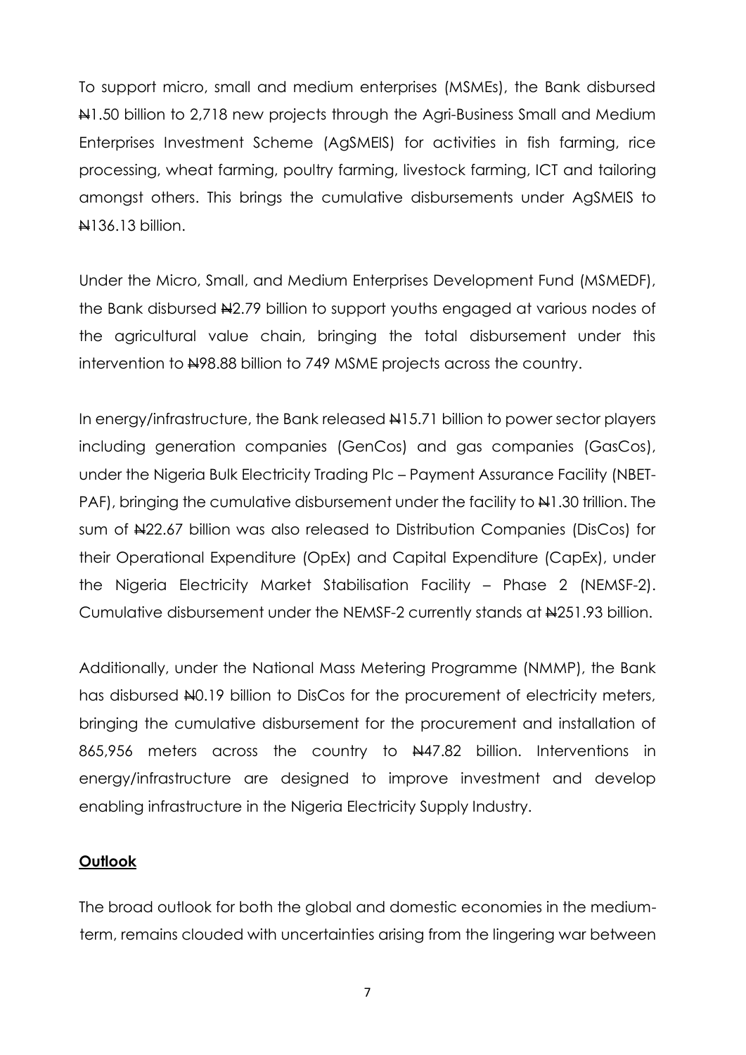To support micro, small and medium enterprises (MSMEs), the Bank disbursed ₦1.50 billion to 2,718 new projects through the Agri-Business Small and Medium Enterprises Investment Scheme (AgSMEIS) for activities in fish farming, rice processing, wheat farming, poultry farming, livestock farming, ICT and tailoring amongst others. This brings the cumulative disbursements under AgSMEIS to ₦136.13 billion.

Under the Micro, Small, and Medium Enterprises Development Fund (MSMEDF), the Bank disbursed ₦2.79 billion to support youths engaged at various nodes of the agricultural value chain, bringing the total disbursement under this intervention to ₦98.88 billion to 749 MSME projects across the country.

In energy/infrastructure, the Bank released ₦15.71 billion to power sector players including generation companies (GenCos) and gas companies (GasCos), under the Nigeria Bulk Electricity Trading Plc – Payment Assurance Facility (NBET-PAF), bringing the cumulative disbursement under the facility to ₦1.30 trillion. The sum of ₦22.67 billion was also released to Distribution Companies (DisCos) for their Operational Expenditure (OpEx) and Capital Expenditure (CapEx), under the Nigeria Electricity Market Stabilisation Facility – Phase 2 (NEMSF-2). Cumulative disbursement under the NEMSF-2 currently stands at ₦251.93 billion.

Additionally, under the National Mass Metering Programme (NMMP), the Bank has disbursed ₦0.19 billion to DisCos for the procurement of electricity meters, bringing the cumulative disbursement for the procurement and installation of 865,956 meters across the country to ₦47.82 billion. Interventions in energy/infrastructure are designed to improve investment and develop enabling infrastructure in the Nigeria Electricity Supply Industry.

**Outlook**

The broad outlook for both the global and domestic economies in the medium-term, remains clouded with uncertainties arising from the lingering war between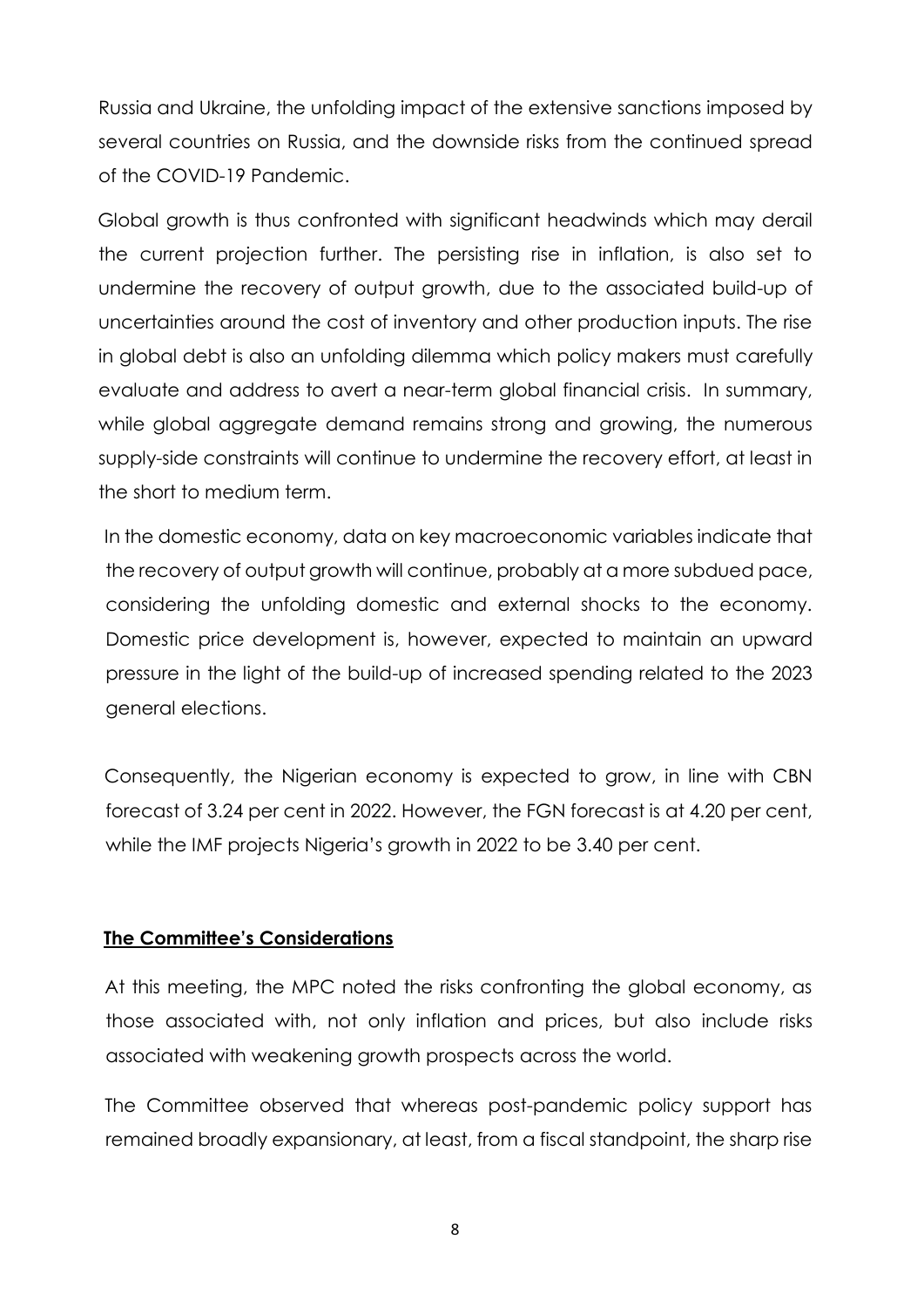Russia and Ukraine, the unfolding impact of the extensive sanctions imposed by several countries on Russia, and the downside risks from the continued spread of the COVID-19 Pandemic.

Global growth is thus confronted with significant headwinds which may derail the current projection further. The persisting rise in inflation, is also set to undermine the recovery of output growth, due to the associated build-up of uncertainties around the cost of inventory and other production inputs. The rise in global debt is also an unfolding dilemma which policy makers must carefully evaluate and address to avert a near-term global financial crisis. In summary, while global aggregate demand remains strong and growing, the numerous supply-side constraints will continue to undermine the recovery effort, at least in the short to medium term.

In the domestic economy, data on key macroeconomic variables indicate that the recovery of output growth will continue, probably at a more subdued pace, considering the unfolding domestic and external shocks to the economy. Domestic price development is, however, expected to maintain an upward pressure in the light of the build-up of increased spending related to the 2023 general elections.

Consequently, the Nigerian economy is expected to grow, in line with CBN forecast of 3.24 per cent in 2022. However, the FGN forecast is at 4.20 per cent, while the IMF projects Nigeria's growth in 2022 to be 3.40 per cent.

## **The Committee's Considerations**

At this meeting, the MPC noted the risks confronting the global economy, as those associated with, not only inflation and prices, but also include risks associated with weakening growth prospects across the world.

The Committee observed that whereas post-pandemic policy support has remained broadly expansionary, at least, from a fiscal standpoint, the sharp rise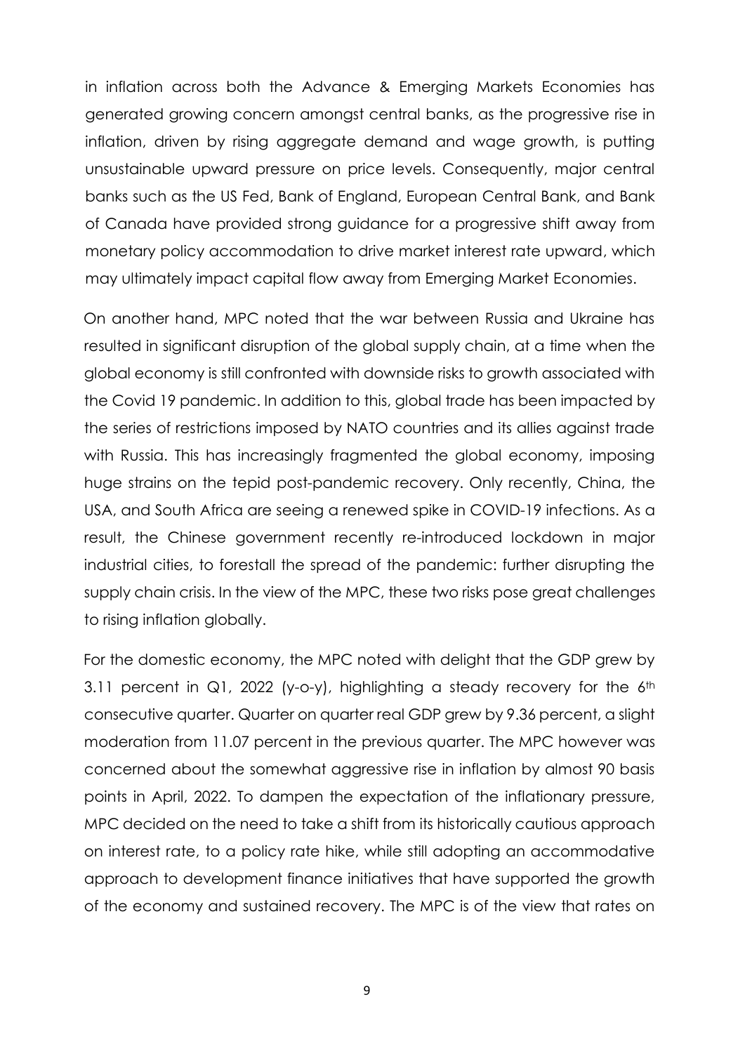in inflation across both the Advance & Emerging Markets Economies has generated growing concern amongst central banks, as the progressive rise in inflation, driven by rising aggregate demand and wage growth, is putting unsustainable upward pressure on price levels. Consequently, major central banks such as the US Fed, Bank of England, European Central Bank, and Bank of Canada have provided strong guidance for a progressive shift away from monetary policy accommodation to drive market interest rate upward, which may ultimately impact capital flow away from Emerging Market Economies.

On another hand, MPC noted that the war between Russia and Ukraine has resulted in significant disruption of the global supply chain, at a time when the global economy is still confronted with downside risks to growth associated with the Covid 19 pandemic. In addition to this, global trade has been impacted by the series of restrictions imposed by NATO countries and its allies against trade with Russia. This has increasingly fragmented the global economy, imposing huge strains on the tepid post-pandemic recovery. Only recently, China, the USA, and South Africa are seeing a renewed spike in COVID-19 infections. As a result, the Chinese government recently re-introduced lockdown in major industrial cities, to forestall the spread of the pandemic: further disrupting the supply chain crisis. In the view of the MPC, these two risks pose great challenges to rising inflation globally.

For the domestic economy, the MPC noted with delight that the GDP grew by 3.11 percent in Q1, 2022 (y-o-y), highlighting a steady recovery for the 6th consecutive quarter. Quarter on quarter real GDP grew by 9.36 percent, a slight moderation from 11.07 percent in the previous quarter. The MPC however was concerned about the somewhat aggressive rise in inflation by almost 90 basis points in April, 2022. To dampen the expectation of the inflationary pressure, MPC decided on the need to take a shift from its historically cautious approach on interest rate, to a policy rate hike, while still adopting an accommodative approach to development finance initiatives that have supported the growth of the economy and sustained recovery. The MPC is of the view that rates on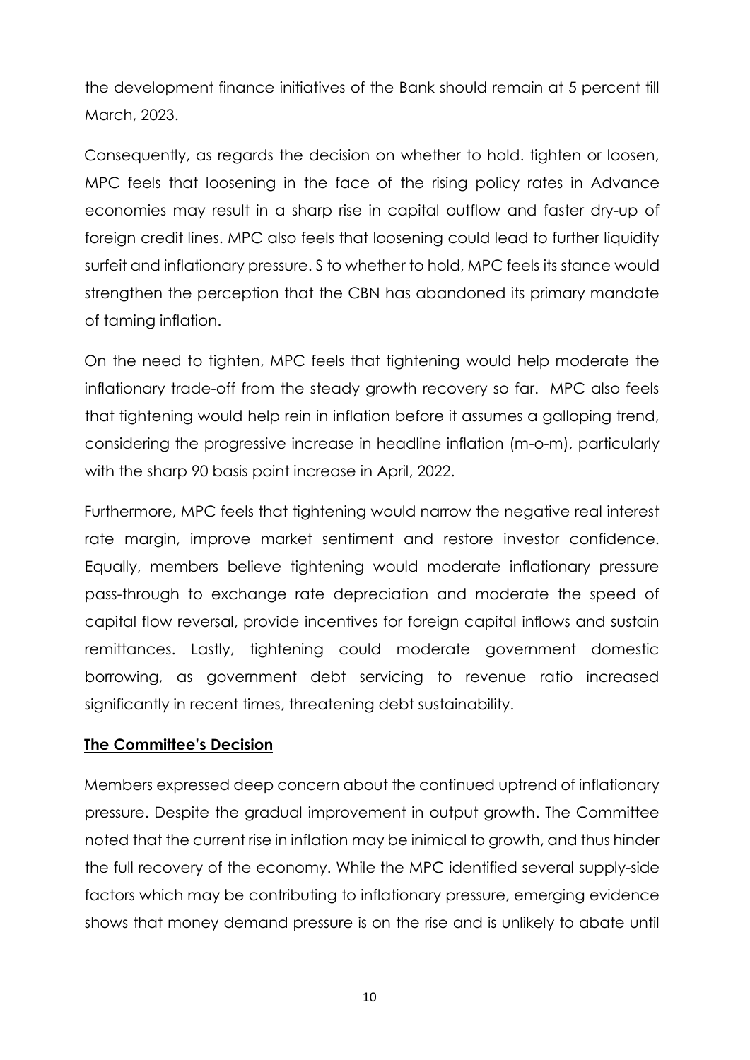the development finance initiatives of the Bank should remain at 5 percent till March, 2023.

Consequently, as regards the decision on whether to hold. tighten or loosen, MPC feels that loosening in the face of the rising policy rates in Advance economies may result in a sharp rise in capital outflow and faster dry-up of foreign credit lines. MPC also feels that loosening could lead to further liquidity surfeit and inflationary pressure. S to whether to hold, MPC feels its stance would strengthen the perception that the CBN has abandoned its primary mandate of taming inflation.

On the need to tighten, MPC feels that tightening would help moderate the inflationary trade-off from the steady growth recovery so far. MPC also feels that tightening would help rein in inflation before it assumes a galloping trend, considering the progressive increase in headline inflation (m-o-m), particularly with the sharp 90 basis point increase in April, 2022.

Furthermore, MPC feels that tightening would narrow the negative real interest rate margin, improve market sentiment and restore investor confidence. Equally, members believe tightening would moderate inflationary pressure pass-through to exchange rate depreciation and moderate the speed of capital flow reversal, provide incentives for foreign capital inflows and sustain remittances. Lastly, tightening could moderate government domestic borrowing, as government debt servicing to revenue ratio increased significantly in recent times, threatening debt sustainability.

**The Committee's Decision**

Members expressed deep concern about the continued uptrend of inflationary pressure. Despite the gradual improvement in output growth. The Committee noted that the current rise in inflation may be inimical to growth, and thus hinder the full recovery of the economy. While the MPC identified several supply-side factors which may be contributing to inflationary pressure, emerging evidence shows that money demand pressure is on the rise and is unlikely to abate until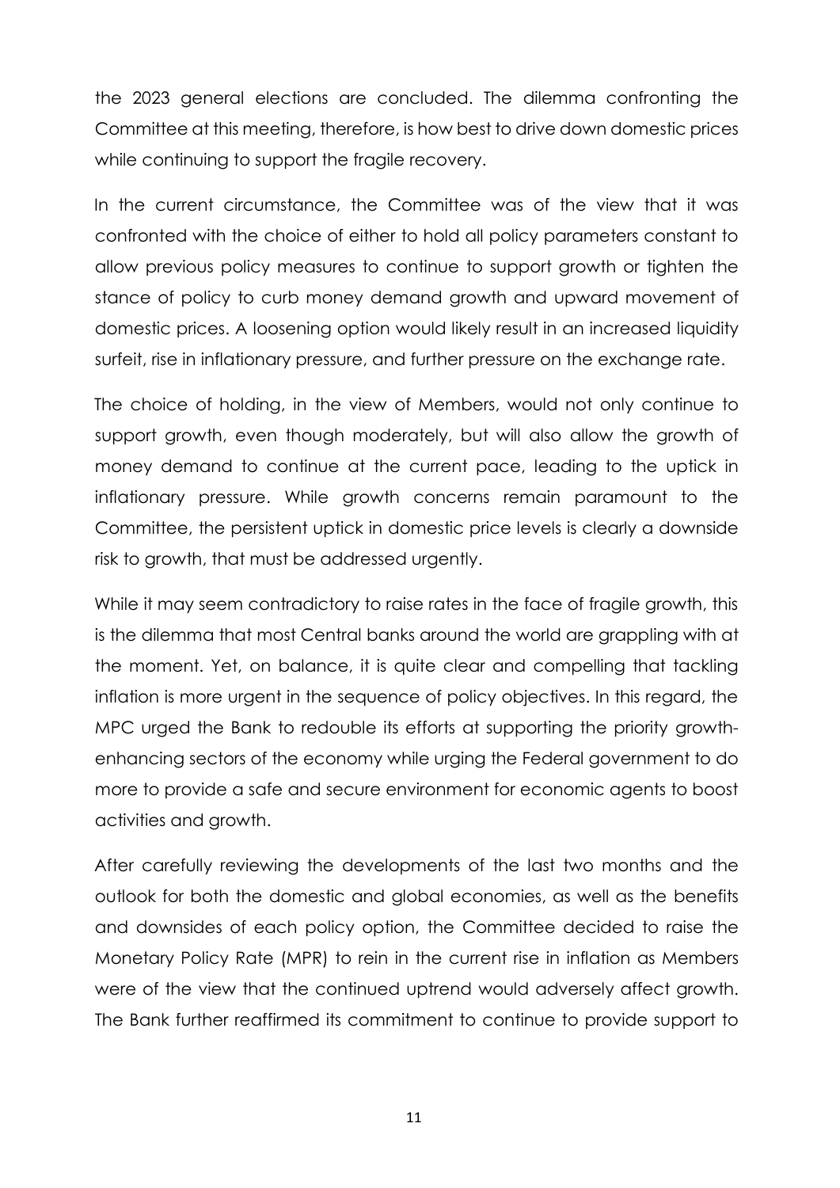the 2023 general elections are concluded. The dilemma confronting the Committee at this meeting, therefore, is how best to drive down domestic prices while continuing to support the fragile recovery.

In the current circumstance, the Committee was of the view that it was confronted with the choice of either to hold all policy parameters constant to allow previous policy measures to continue to support growth or tighten the stance of policy to curb money demand growth and upward movement of domestic prices. A loosening option would likely result in an increased liquidity surfeit, rise in inflationary pressure, and further pressure on the exchange rate.

The choice of holding, in the view of Members, would not only continue to support growth, even though moderately, but will also allow the growth of money demand to continue at the current pace, leading to the uptick in inflationary pressure. While growth concerns remain paramount to the Committee, the persistent uptick in domestic price levels is clearly a downside risk to growth, that must be addressed urgently.

While it may seem contradictory to raise rates in the face of fragile growth, this is the dilemma that most Central banks around the world are grappling with at the moment. Yet, on balance, it is quite clear and compelling that tackling inflation is more urgent in the sequence of policy objectives. In this regard, the MPC urged the Bank to redouble its efforts at supporting the priority growth-enhancing sectors of the economy while urging the Federal government to do more to provide a safe and secure environment for economic agents to boost activities and growth.

After carefully reviewing the developments of the last two months and the outlook for both the domestic and global economies, as well as the benefits and downsides of each policy option, the Committee decided to raise the Monetary Policy Rate (MPR) to rein in the current rise in inflation as Members were of the view that the continued uptrend would adversely affect growth. The Bank further reaffirmed its commitment to continue to provide support to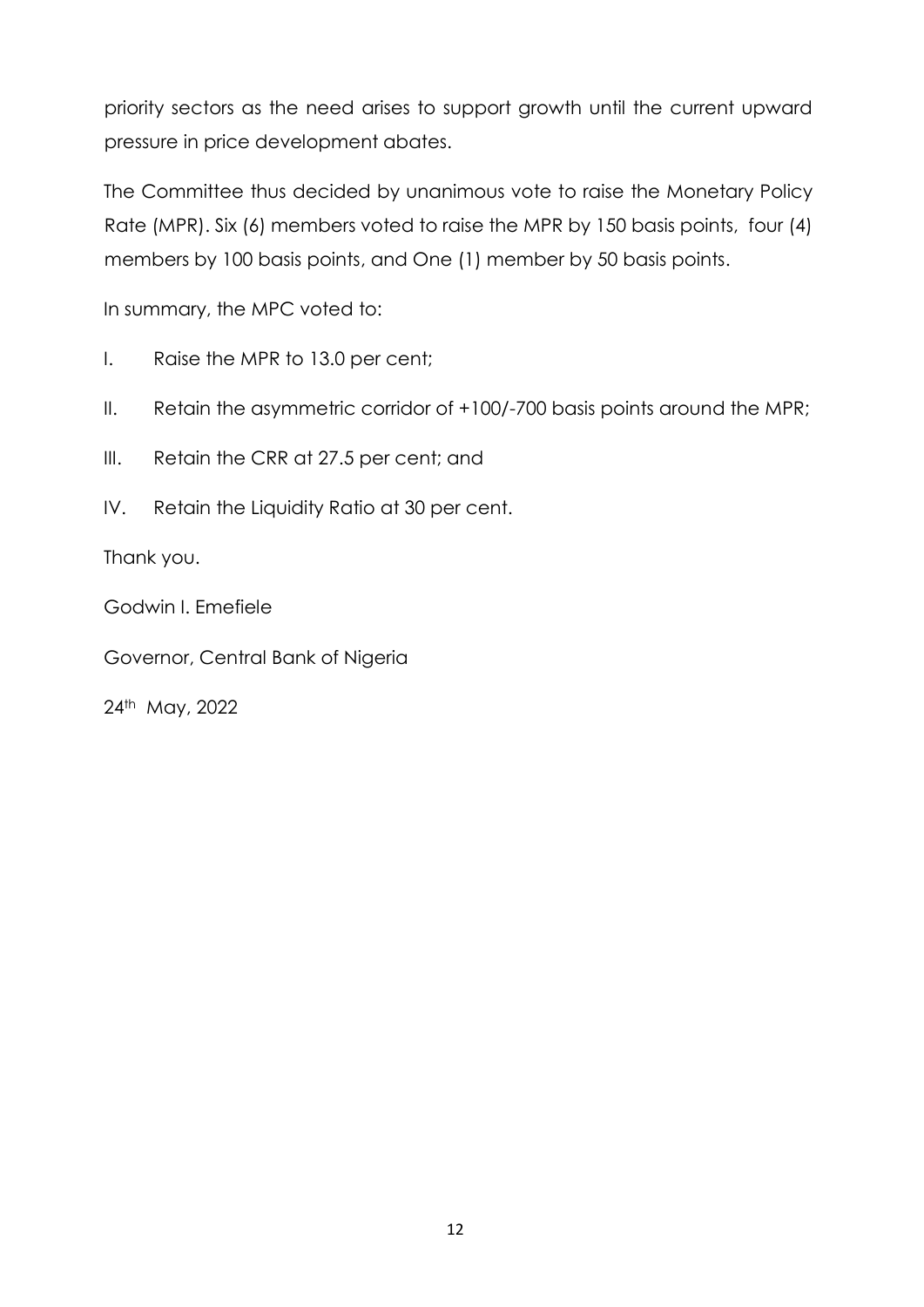priority sectors as the need arises to support growth until the current upward pressure in price development abates.

The Committee thus decided by unanimous vote to raise the Monetary Policy Rate (MPR). Six (6) members voted to raise the MPR by 150 basis points, four (4) members by 100 basis points, and One (1) member by 50 basis points.

In summary, the MPC voted to:

I. Raise the MPR to 13.0 per cent;

II. Retain the asymmetric corridor of +100/-700 basis points around the MPR;

III. Retain the CRR at 27.5 per cent; and

IV. Retain the Liquidity Ratio at 30 per cent.

Thank you.

Godwin I. Emefiele

Governor, Central Bank of Nigeria

24th May, 2022